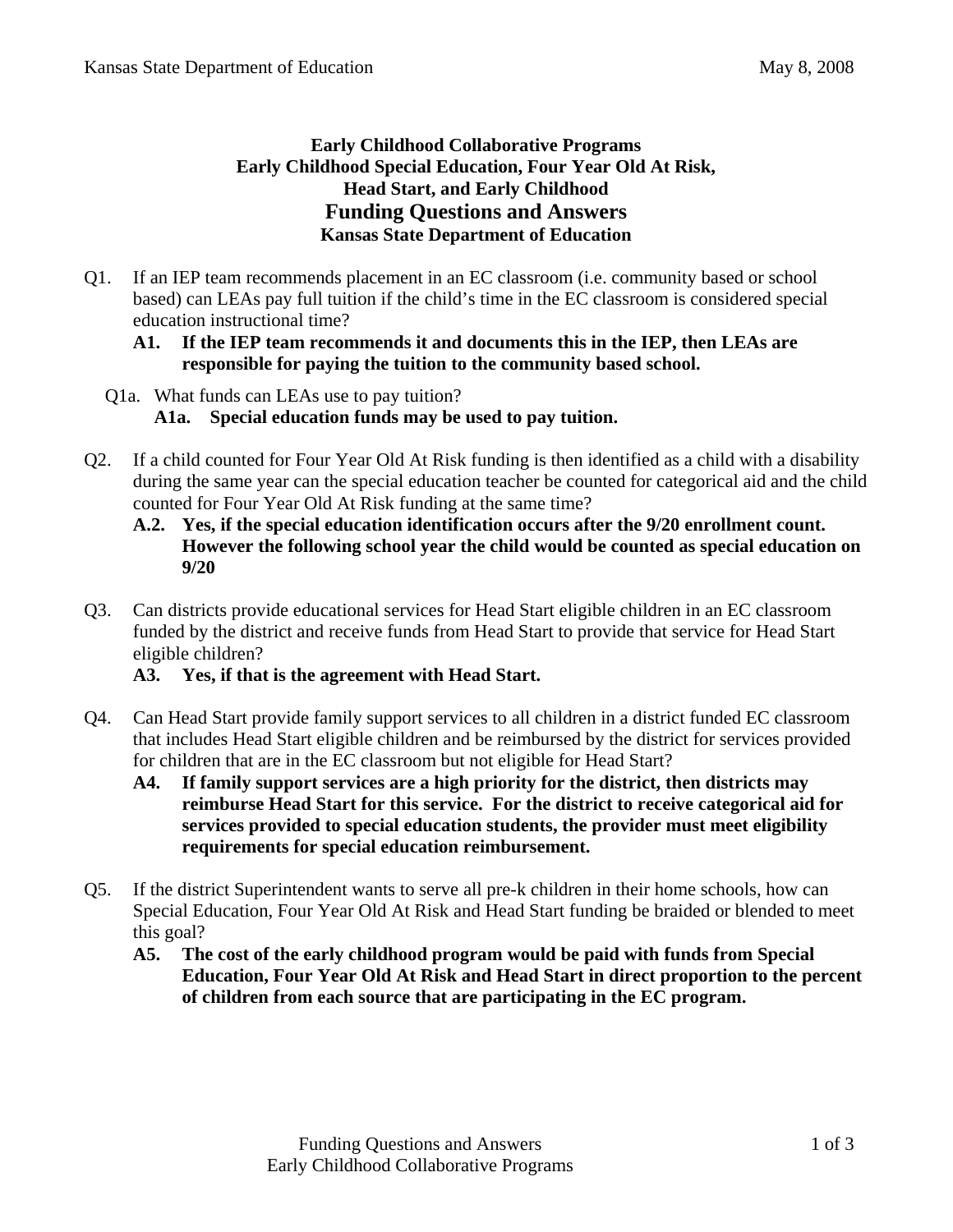**Early Childhood Collaborative Programs**
**Early Childhood Special Education, Four Year Old At Risk,**
**Head Start, and Early Childhood**

# Funding Questions and Answers

**Kansas State Department of Education**

Q1. If an IEP team recommends placement in an EC classroom (i.e. community based or school based) can LEAs pay full tuition if the child's time in the EC classroom is considered special education instructional time?

**A1. If the IEP team recommends it and documents this in the IEP, then LEAs are responsible for paying the tuition to the community based school.**

Q1a. What funds can LEAs use to pay tuition?

**A1a. Special education funds may be used to pay tuition.**

Q2. If a child counted for Four Year Old At Risk funding is then identified as a child with a disability during the same year can the special education teacher be counted for categorical aid and the child counted for Four Year Old At Risk funding at the same time?

**A.2. Yes, if the special education identification occurs after the 9/20 enrollment count. However the following school year the child would be counted as special education on 9/20**

Q3. Can districts provide educational services for Head Start eligible children in an EC classroom funded by the district and receive funds from Head Start to provide that service for Head Start eligible children?

**A3. Yes, if that is the agreement with Head Start.**

Q4. Can Head Start provide family support services to all children in a district funded EC classroom that includes Head Start eligible children and be reimbursed by the district for services provided for children that are in the EC classroom but not eligible for Head Start?

**A4. If family support services are a high priority for the district, then districts may reimburse Head Start for this service. For the district to receive categorical aid for services provided to special education students, the provider must meet eligibility requirements for special education reimbursement.**

Q5. If the district Superintendent wants to serve all pre-k children in their home schools, how can Special Education, Four Year Old At Risk and Head Start funding be braided or blended to meet this goal?

**A5. The cost of the early childhood program would be paid with funds from Special Education, Four Year Old At Risk and Head Start in direct proportion to the percent of children from each source that are participating in the EC program.**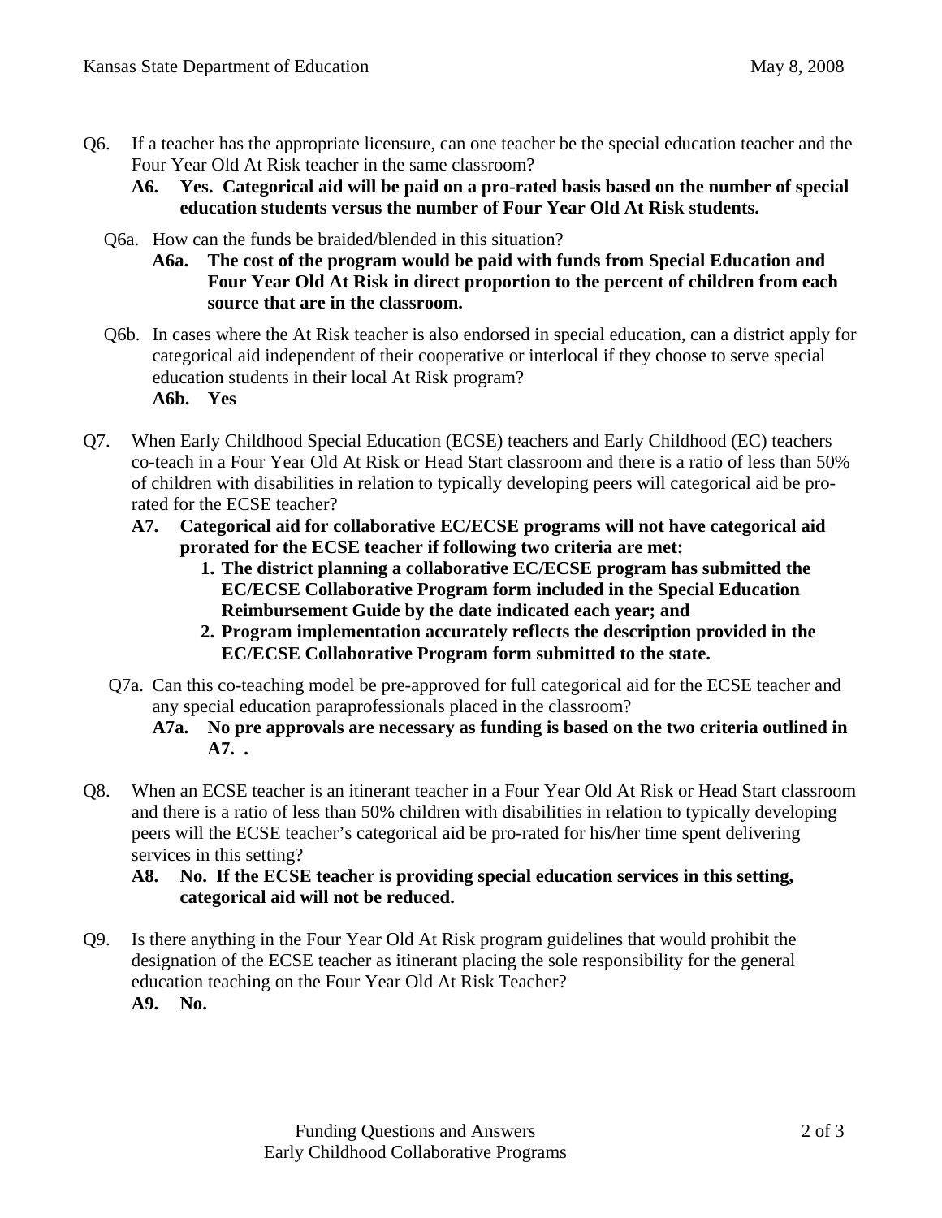Q6. If a teacher has the appropriate licensure, can one teacher be the special education teacher and the Four Year Old At Risk teacher in the same classroom?

**A6. Yes. Categorical aid will be paid on a pro-rated basis based on the number of special education students versus the number of Four Year Old At Risk students.**

Q6a. How can the funds be braided/blended in this situation?

**A6a. The cost of the program would be paid with funds from Special Education and Four Year Old At Risk in direct proportion to the percent of children from each source that are in the classroom.**

Q6b. In cases where the At Risk teacher is also endorsed in special education, can a district apply for categorical aid independent of their cooperative or interlocal if they choose to serve special education students in their local At Risk program?

**A6b. Yes**

Q7. When Early Childhood Special Education (ECSE) teachers and Early Childhood (EC) teachers co-teach in a Four Year Old At Risk or Head Start classroom and there is a ratio of less than 50% of children with disabilities in relation to typically developing peers will categorical aid be pro-rated for the ECSE teacher?

**A7. Categorical aid for collaborative EC/ECSE programs will not have categorical aid prorated for the ECSE teacher if following two criteria are met:**

1. **The district planning a collaborative EC/ECSE program has submitted the EC/ECSE Collaborative Program form included in the Special Education Reimbursement Guide by the date indicated each year; and**
2. **Program implementation accurately reflects the description provided in the EC/ECSE Collaborative Program form submitted to the state.**

Q7a. Can this co-teaching model be pre-approved for full categorical aid for the ECSE teacher and any special education paraprofessionals placed in the classroom?

**A7a. No pre approvals are necessary as funding is based on the two criteria outlined in A7. .**

Q8. When an ECSE teacher is an itinerant teacher in a Four Year Old At Risk or Head Start classroom and there is a ratio of less than 50% children with disabilities in relation to typically developing peers will the ECSE teacher's categorical aid be pro-rated for his/her time spent delivering services in this setting?

**A8. No. If the ECSE teacher is providing special education services in this setting, categorical aid will not be reduced.**

Q9. Is there anything in the Four Year Old At Risk program guidelines that would prohibit the designation of the ECSE teacher as itinerant placing the sole responsibility for the general education teaching on the Four Year Old At Risk Teacher?

**A9. No.**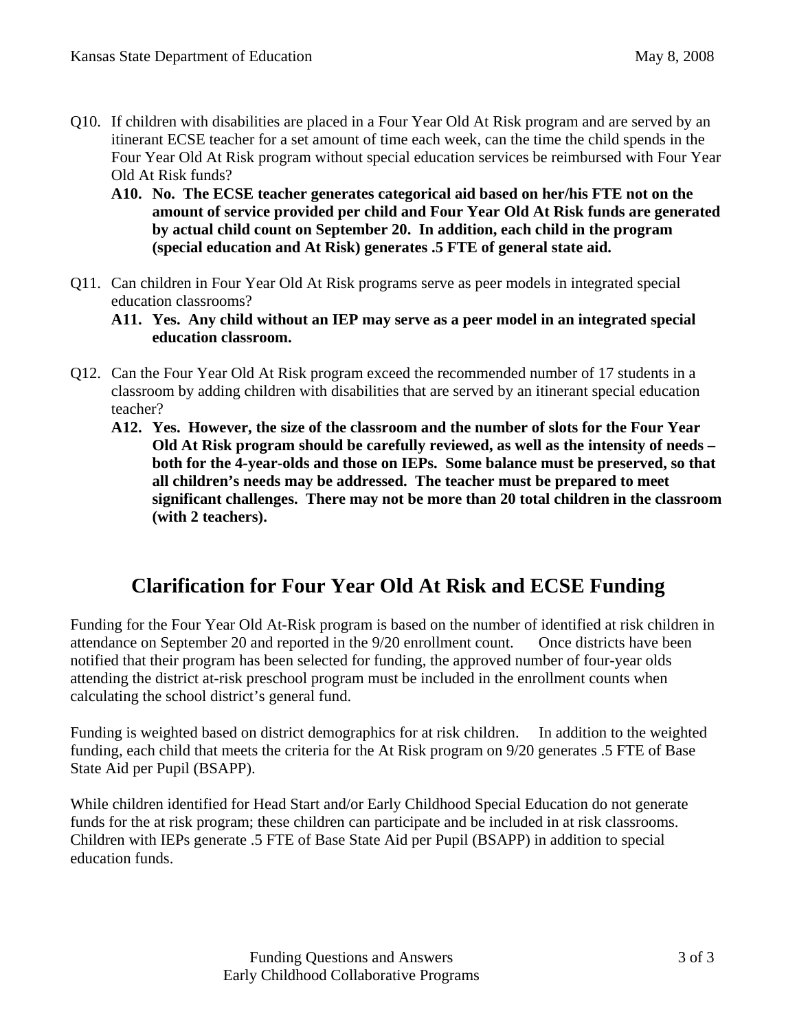Q10. If children with disabilities are placed in a Four Year Old At Risk program and are served by an itinerant ECSE teacher for a set amount of time each week, can the time the child spends in the Four Year Old At Risk program without special education services be reimbursed with Four Year Old At Risk funds?

**A10. No. The ECSE teacher generates categorical aid based on her/his FTE not on the amount of service provided per child and Four Year Old At Risk funds are generated by actual child count on September 20. In addition, each child in the program (special education and At Risk) generates .5 FTE of general state aid.**

Q11. Can children in Four Year Old At Risk programs serve as peer models in integrated special education classrooms?

**A11. Yes. Any child without an IEP may serve as a peer model in an integrated special education classroom.**

Q12. Can the Four Year Old At Risk program exceed the recommended number of 17 students in a classroom by adding children with disabilities that are served by an itinerant special education teacher?

**A12. Yes. However, the size of the classroom and the number of slots for the Four Year Old At Risk program should be carefully reviewed, as well as the intensity of needs – both for the 4-year-olds and those on IEPs. Some balance must be preserved, so that all children's needs may be addressed. The teacher must be prepared to meet significant challenges. There may not be more than 20 total children in the classroom (with 2 teachers).**

# Clarification for Four Year Old At Risk and ECSE Funding

Funding for the Four Year Old At-Risk program is based on the number of identified at risk children in attendance on September 20 and reported in the 9/20 enrollment count. Once districts have been notified that their program has been selected for funding, the approved number of four-year olds attending the district at-risk preschool program must be included in the enrollment counts when calculating the school district's general fund.

Funding is weighted based on district demographics for at risk children. In addition to the weighted funding, each child that meets the criteria for the At Risk program on 9/20 generates .5 FTE of Base State Aid per Pupil (BSAPP).

While children identified for Head Start and/or Early Childhood Special Education do not generate funds for the at risk program; these children can participate and be included in at risk classrooms. Children with IEPs generate .5 FTE of Base State Aid per Pupil (BSAPP) in addition to special education funds.